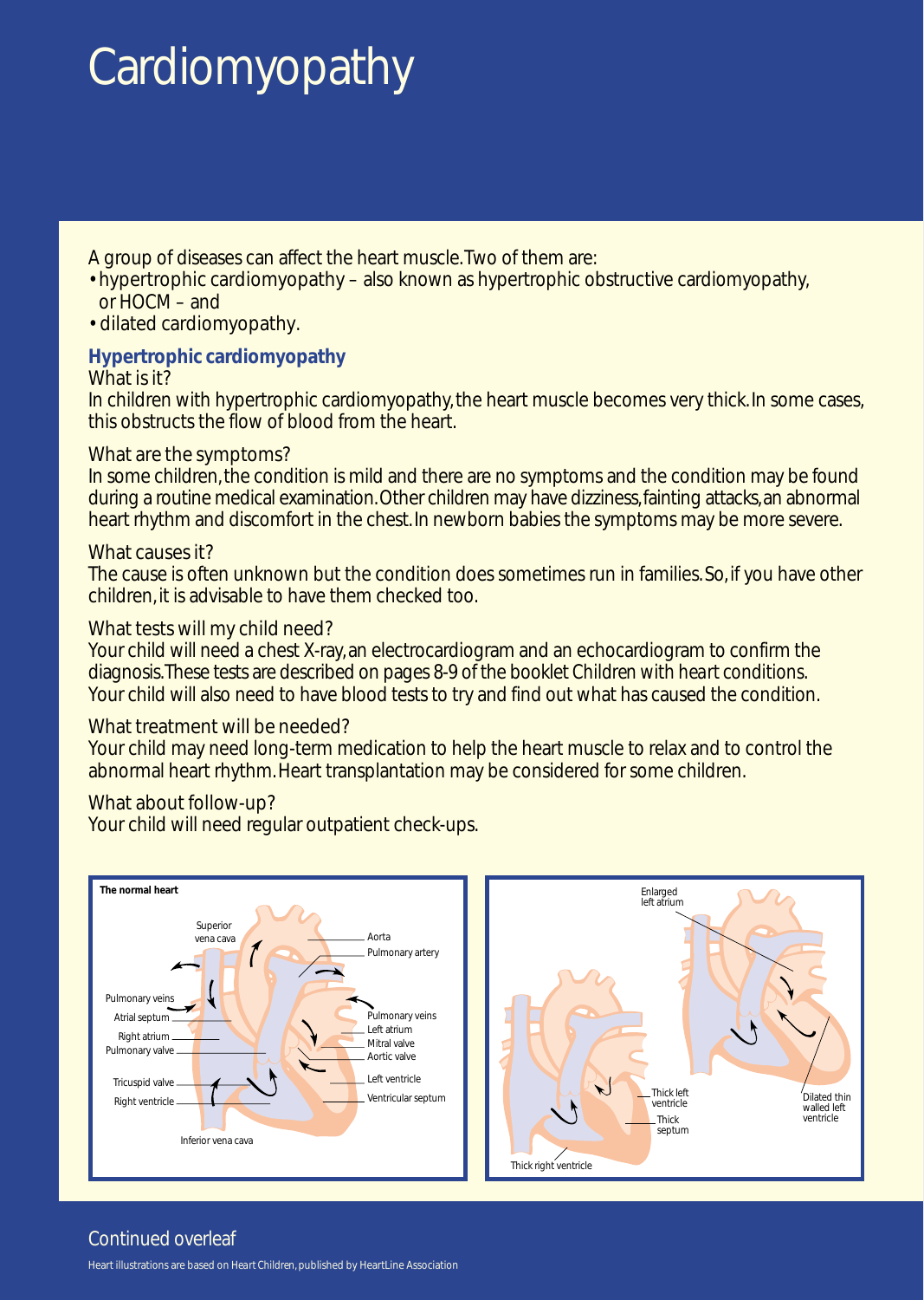# Cardiomyopathy

A group of diseases can affect the heart muscle. Two of them are:

- hypertrophic cardiomyopathy – also known as hypertrophic obstructive cardiomyopathy, or HOCM – and
- dilated cardiomyopathy.

## Hypertrophic cardiomyopathy

What is it?

In children with hypertrophic cardiomyopathy, the heart muscle becomes very thick. In some cases, this obstructs the flow of blood from the heart.

What are the symptoms?

In some children, the condition is mild and there are no symptoms and the condition may be found during a routine medical examination. Other children may have dizziness, fainting attacks, an abnormal heart rhythm and discomfort in the chest. In newborn babies the symptoms may be more severe.

What causes it?

The cause is often unknown but the condition does sometimes run in families. So, if you have other children, it is advisable to have them checked too.

What tests will my child need?

Your child will need a chest X-ray, an electrocardiogram and an echocardiogram to confirm the diagnosis. These tests are described on pages 8-9 of the booklet Children with heart conditions. Your child will also need to have blood tests to try and find out what has caused the condition.

What treatment will be needed?

Your child may need long-term medication to help the heart muscle to relax and to control the abnormal heart rhythm. Heart transplantation may be considered for some children.

What about follow-up?

Your child will need regular outpatient check-ups.

**The normal heart**

Superior vena cava, Aorta, Pulmonary artery, Pulmonary veins, Atrial septum, Right atrium, Pulmonary valve, Pulmonary veins, Left atrium, Mitral valve, Aortic valve, Tricuspid valve, Right ventricle, Left ventricle, Ventricular septum, Inferior vena cava

Enlarged left atrium, Thick left ventricle, Thick septum, Thick right ventricle, Dilated thin walled left ventricle

Continued overleaf

Heart illustrations are based on Heart Children, published by HeartLine Association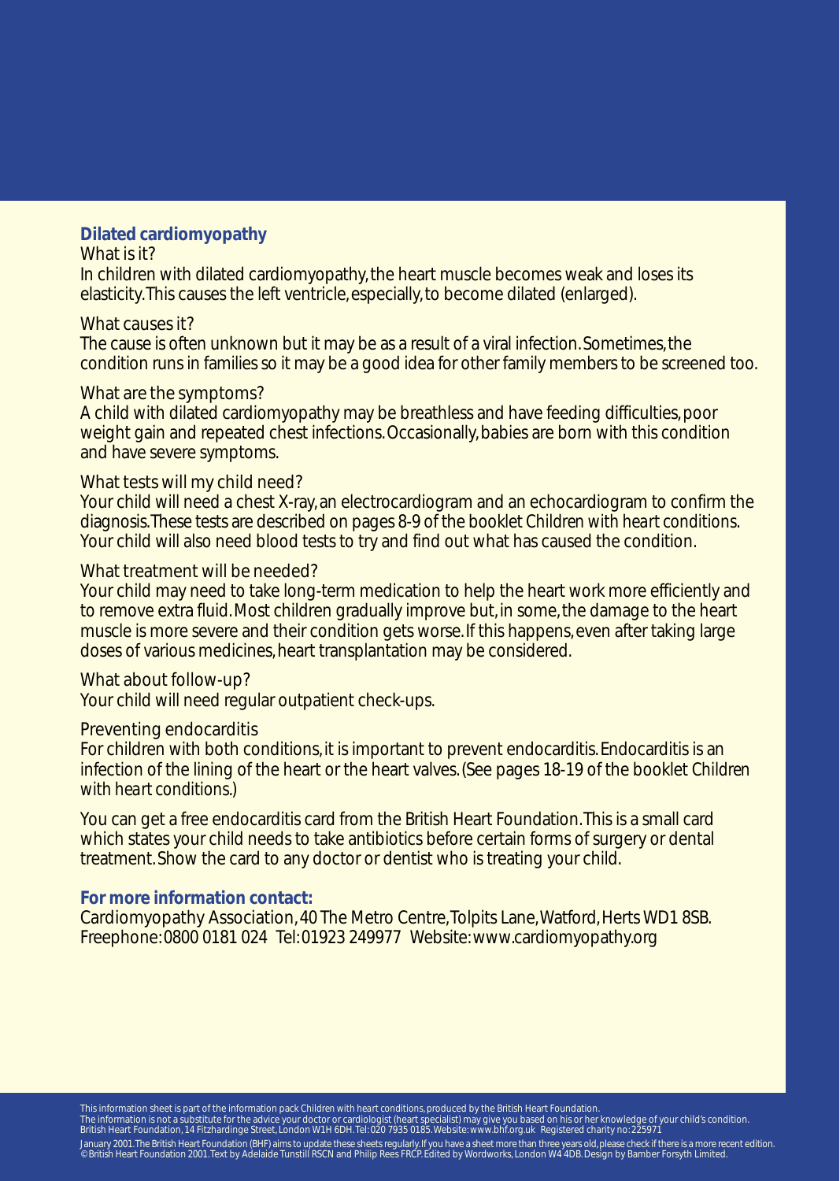## Dilated cardiomyopathy

What is it?

In children with dilated cardiomyopathy, the heart muscle becomes weak and loses its elasticity. This causes the left ventricle, especially, to become dilated (enlarged).

What causes it?

The cause is often unknown but it may be as a result of a viral infection. Sometimes, the condition runs in families so it may be a good idea for other family members to be screened too.

What are the symptoms?

A child with dilated cardiomyopathy may be breathless and have feeding difficulties, poor weight gain and repeated chest infections. Occasionally, babies are born with this condition and have severe symptoms.

What tests will my child need?

Your child will need a chest X-ray, an electrocardiogram and an echocardiogram to confirm the diagnosis. These tests are described on pages 8-9 of the booklet *Children with heart conditions*. Your child will also need blood tests to try and find out what has caused the condition.

What treatment will be needed?

Your child may need to take long-term medication to help the heart work more efficiently and to remove extra fluid. Most children gradually improve but, in some, the damage to the heart muscle is more severe and their condition gets worse. If this happens, even after taking large doses of various medicines, heart transplantation may be considered.

What about follow-up?

Your child will need regular outpatient check-ups.

Preventing endocarditis

For children with both conditions, it is important to prevent endocarditis. Endocarditis is an infection of the lining of the heart or the heart valves. (See pages 18-19 of the booklet *Children with heart conditions*.)

You can get a free endocarditis card from the British Heart Foundation. This is a small card which states your child needs to take antibiotics before certain forms of surgery or dental treatment. Show the card to any doctor or dentist who is treating your child.

**For more information contact:**

Cardiomyopathy Association, 40 The Metro Centre, Tolpits Lane, Watford, Herts WD1 8SB.
Freephone: 0800 0181 024 Tel: 01923 249977 Website: www.cardiomyopathy.org

This information sheet is part of the information pack Children with heart conditions, produced by the British Heart Foundation.
The information is not a substitute for the advice your doctor or cardiologist (heart specialist) may give you based on his or her knowledge of your child's condition.
British Heart Foundation, 14 Fitzhardinge Street, London W1H 6DH. Tel: 020 7935 0185. Website: www.bhf.org.uk Registered charity no: 225971

January 2001. The British Heart Foundation (BHF) aims to update these sheets regularly. If you have a sheet more than three years old, please check if there is a more recent edition.
©British Heart Foundation 2001. Text by Adelaide Tunstill RSCN and Philip Rees FRCP. Edited by Wordworks, London W4 4DB. Design by Bamber Forsyth Limited.